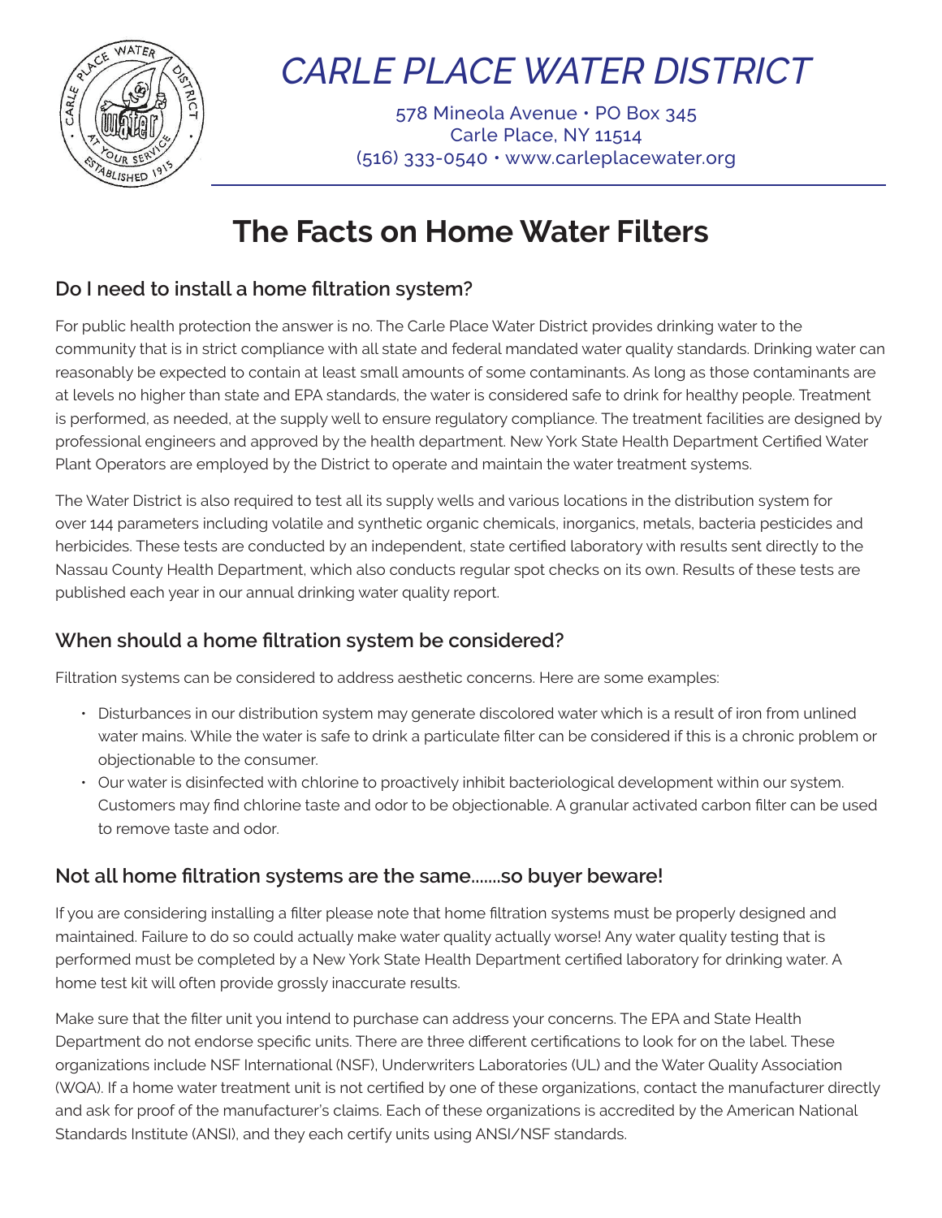# CARLE PLACE WATER DISTRICT

578 Mineola Avenue • PO Box 345
Carle Place, NY 11514
(516) 333-0540 • www.carleplacewater.org

## The Facts on Home Water Filters

### Do I need to install a home filtration system?

For public health protection the answer is no. The Carle Place Water District provides drinking water to the community that is in strict compliance with all state and federal mandated water quality standards. Drinking water can reasonably be expected to contain at least small amounts of some contaminants. As long as those contaminants are at levels no higher than state and EPA standards, the water is considered safe to drink for healthy people. Treatment is performed, as needed, at the supply well to ensure regulatory compliance. The treatment facilities are designed by professional engineers and approved by the health department. New York State Health Department Certified Water Plant Operators are employed by the District to operate and maintain the water treatment systems.

The Water District is also required to test all its supply wells and various locations in the distribution system for over 144 parameters including volatile and synthetic organic chemicals, inorganics, metals, bacteria pesticides and herbicides. These tests are conducted by an independent, state certified laboratory with results sent directly to the Nassau County Health Department, which also conducts regular spot checks on its own. Results of these tests are published each year in our annual drinking water quality report.

### When should a home filtration system be considered?

Filtration systems can be considered to address aesthetic concerns. Here are some examples:

- Disturbances in our distribution system may generate discolored water which is a result of iron from unlined water mains. While the water is safe to drink a particulate filter can be considered if this is a chronic problem or objectionable to the consumer.
- Our water is disinfected with chlorine to proactively inhibit bacteriological development within our system. Customers may find chlorine taste and odor to be objectionable. A granular activated carbon filter can be used to remove taste and odor.

### Not all home filtration systems are the same.......so buyer beware!

If you are considering installing a filter please note that home filtration systems must be properly designed and maintained. Failure to do so could actually make water quality actually worse! Any water quality testing that is performed must be completed by a New York State Health Department certified laboratory for drinking water. A home test kit will often provide grossly inaccurate results.

Make sure that the filter unit you intend to purchase can address your concerns. The EPA and State Health Department do not endorse specific units. There are three different certifications to look for on the label. These organizations include NSF International (NSF), Underwriters Laboratories (UL) and the Water Quality Association (WQA). If a home water treatment unit is not certified by one of these organizations, contact the manufacturer directly and ask for proof of the manufacturer's claims. Each of these organizations is accredited by the American National Standards Institute (ANSI), and they each certify units using ANSI/NSF standards.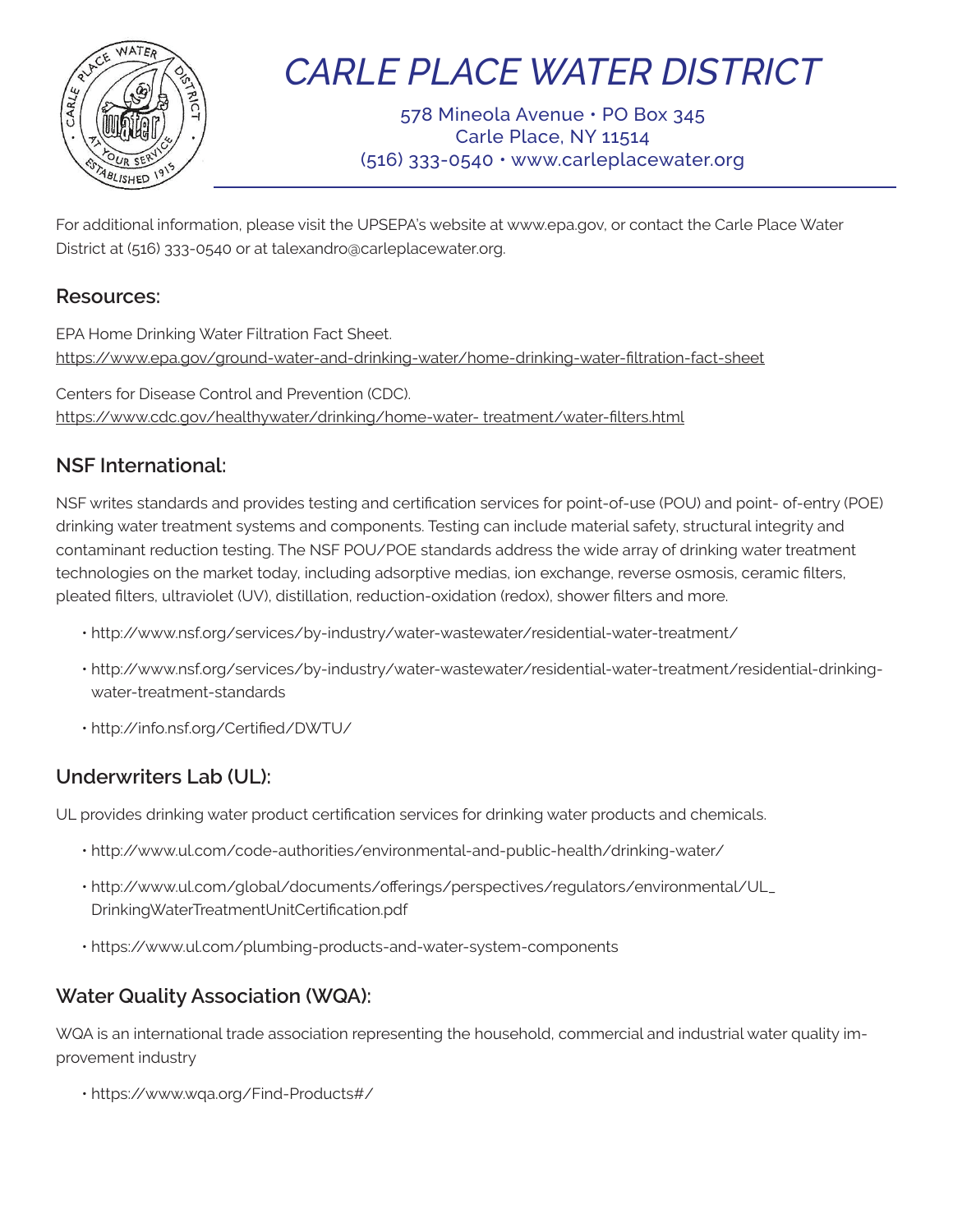# CARLE PLACE WATER DISTRICT

578 Mineola Avenue • PO Box 345
Carle Place, NY 11514
(516) 333-0540 • www.carleplacewater.org

For additional information, please visit the UPSEPA's website at www.epa.gov, or contact the Carle Place Water District at (516) 333-0540 or at talexandro@carleplacewater.org.

## Resources:

EPA Home Drinking Water Filtration Fact Sheet.
https://www.epa.gov/ground-water-and-drinking-water/home-drinking-water-filtration-fact-sheet

Centers for Disease Control and Prevention (CDC).
https://www.cdc.gov/healthywater/drinking/home-water- treatment/water-filters.html

## NSF International:

NSF writes standards and provides testing and certification services for point-of-use (POU) and point- of-entry (POE) drinking water treatment systems and components. Testing can include material safety, structural integrity and contaminant reduction testing. The NSF POU/POE standards address the wide array of drinking water treatment technologies on the market today, including adsorptive medias, ion exchange, reverse osmosis, ceramic filters, pleated filters, ultraviolet (UV), distillation, reduction-oxidation (redox), shower filters and more.

- http://www.nsf.org/services/by-industry/water-wastewater/residential-water-treatment/
- http://www.nsf.org/services/by-industry/water-wastewater/residential-water-treatment/residential-drinking-water-treatment-standards
- http://info.nsf.org/Certified/DWTU/

## Underwriters Lab (UL):

UL provides drinking water product certification services for drinking water products and chemicals.

- http://www.ul.com/code-authorities/environmental-and-public-health/drinking-water/
- http://www.ul.com/global/documents/offerings/perspectives/regulators/environmental/UL_DrinkingWaterTreatmentUnitCertification.pdf
- https://www.ul.com/plumbing-products-and-water-system-components

## Water Quality Association (WQA):

WQA is an international trade association representing the household, commercial and industrial water quality improvement industry

- https://www.wqa.org/Find-Products#/